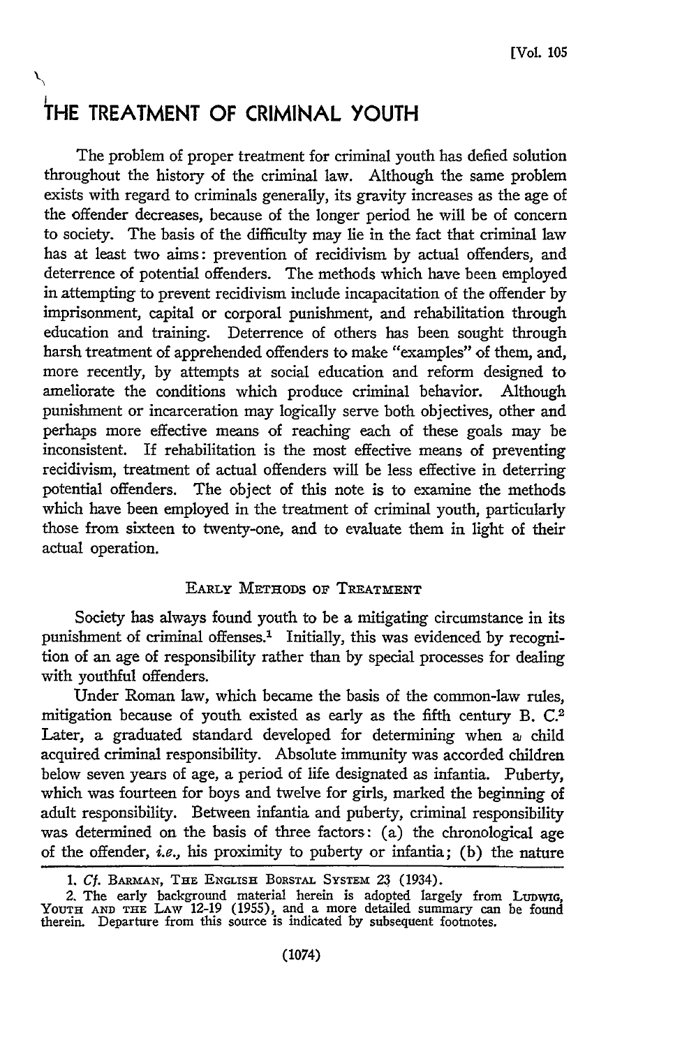# THE TREATMENT OF CRIMINAL YOUTH

The problem of proper treatment for criminal youth has defied solution throughout the history of the criminal law. Although the same problem exists with regard to criminals generally, its gravity increases as the age of the offender decreases, because of the longer period he will be of concern to society. The basis of the difficulty may lie in the fact that criminal law has at least two aims: prevention of recidivism by actual offenders, and deterrence of potential offenders. The methods which have been employed in attempting to prevent recidivism include incapacitation of the offender by imprisonment, capital or corporal punishment, and rehabilitation through education and training. Deterrence of others has been sought through harsh treatment of apprehended offenders to make "examples" of them, and, more recently, by attempts at social education and reform designed to ameliorate the conditions which produce criminal behavior. Although punishment or incarceration may logically serve both objectives, other and perhaps more effective means of reaching each of these goals may be inconsistent. If rehabilitation is the most effective means of preventing recidivism, treatment of actual offenders will be less effective in deterring potential offenders. The object of this note is to examine the methods which have been employed in the treatment of criminal youth, particularly those from sixteen to twenty-one, and to evaluate them in light of their actual operation.

## EARLY METHODS OF TREATMENT

Society has always found youth to be a mitigating circumstance in its punishment of criminal offenses.[1] Initially, this was evidenced by recognition of an age of responsibility rather than by special processes for dealing with youthful offenders.

Under Roman law, which became the basis of the common-law rules, mitigation because of youth existed as early as the fifth century B. C.[2] Later, a graduated standard developed for determining when a child acquired criminal responsibility. Absolute immunity was accorded children below seven years of age, a period of life designated as infantia. Puberty, which was fourteen for boys and twelve for girls, marked the beginning of adult responsibility. Between infantia and puberty, criminal responsibility was determined on the basis of three factors: (a) the chronological age of the offender, *i.e.*, his proximity to puberty or infantia; (b) the nature

---

1. *Cf.* BARMAN, THE ENGLISH BORSTAL SYSTEM 23 (1934).

2. The early background material herein is adopted largely from LUDWIG, YOUTH AND THE LAW 12-19 (1955), and a more detailed summary can be found therein. Departure from this source is indicated by subsequent footnotes.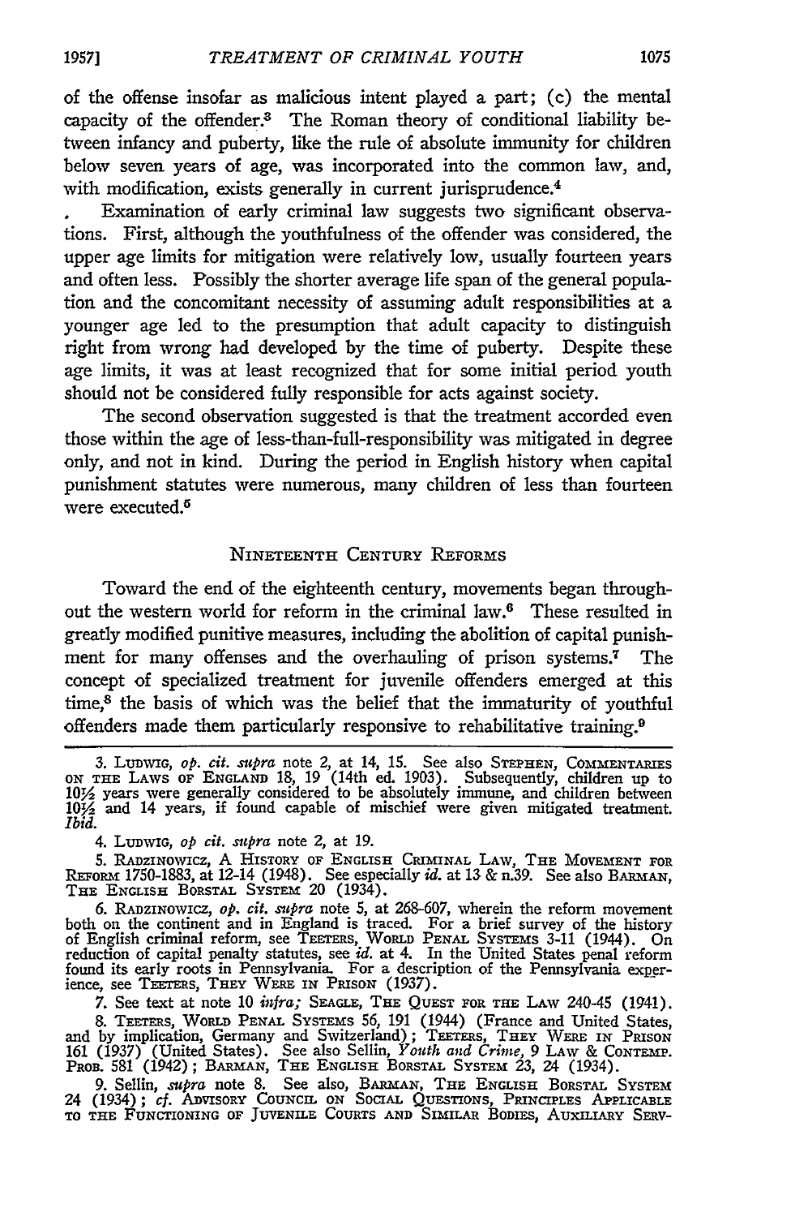of the offense insofar as malicious intent played a part; (c) the mental capacity of the offender.[3] The Roman theory of conditional liability between infancy and puberty, like the rule of absolute immunity for children below seven years of age, was incorporated into the common law, and, with modification, exists generally in current jurisprudence.[4]

Examination of early criminal law suggests two significant observations. First, although the youthfulness of the offender was considered, the upper age limits for mitigation were relatively low, usually fourteen years and often less. Possibly the shorter average life span of the general population and the concomitant necessity of assuming adult responsibilities at a younger age led to the presumption that adult capacity to distinguish right from wrong had developed by the time of puberty. Despite these age limits, it was at least recognized that for some initial period youth should not be considered fully responsible for acts against society.

The second observation suggested is that the treatment accorded even those within the age of less-than-full-responsibility was mitigated in degree only, and not in kind. During the period in English history when capital punishment statutes were numerous, many children of less than fourteen were executed.[5]

## NINETEENTH CENTURY REFORMS

Toward the end of the eighteenth century, movements began throughout the western world for reform in the criminal law.[6] These resulted in greatly modified punitive measures, including the abolition of capital punishment for many offenses and the overhauling of prison systems.[7] The concept of specialized treatment for juvenile offenders emerged at this time,[8] the basis of which was the belief that the immaturity of youthful offenders made them particularly responsive to rehabilitative training.[9]

---

3. LUDWIG, *op. cit. supra* note 2, at 14, 15. See also STEPHEN, COMMENTARIES ON THE LAWS OF ENGLAND 18, 19 (14th ed. 1903). Subsequently, children up to 10½ years were generally considered to be absolutely immune, and children between 10½ and 14 years, if found capable of mischief were given mitigated treatment. *Ibid.*

4. LUDWIG, *op cit. supra* note 2, at 19.

5. RADZINOWICZ, A HISTORY OF ENGLISH CRIMINAL LAW, THE MOVEMENT FOR REFORM 1750-1883, at 12-14 (1948). See especially *id.* at 13 & n.39. See also BARMAN, THE ENGLISH BORSTAL SYSTEM 20 (1934).

6. RADZINOWICZ, *op. cit. supra* note 5, at 268-607, wherein the reform movement both on the continent and in England is traced. For a brief survey of the history of English criminal reform, see TEETERS, WORLD PENAL SYSTEMS 3-11 (1944). On reduction of capital penalty statutes, see *id.* at 4. In the United States penal reform found its early roots in Pennsylvania. For a description of the Pennsylvania experience, see TEETERS, THEY WERE IN PRISON (1937).

7. See text at note 10 *infra;* SEAGLE, THE QUEST FOR THE LAW 240-45 (1941).

8. TEETERS, WORLD PENAL SYSTEMS 56, 191 (1944) (France and United States, and by implication, Germany and Switzerland); TEETERS, THEY WERE IN PRISON 161 (1937) (United States). See also Sellin, *Youth and Crime,* 9 LAW & CONTEMP. PROB. 581 (1942); BARMAN, THE ENGLISH BORSTAL SYSTEM 23, 24 (1934).

9. Sellin, *supra* note 8. See also, BARMAN, THE ENGLISH BORSTAL SYSTEM 24 (1934); *cf.* ADVISORY COUNCIL ON SOCIAL QUESTIONS, PRINCIPLES APPLICABLE TO THE FUNCTIONING OF JUVENILE COURTS AND SIMILAR BODIES, AUXILIARY SERV-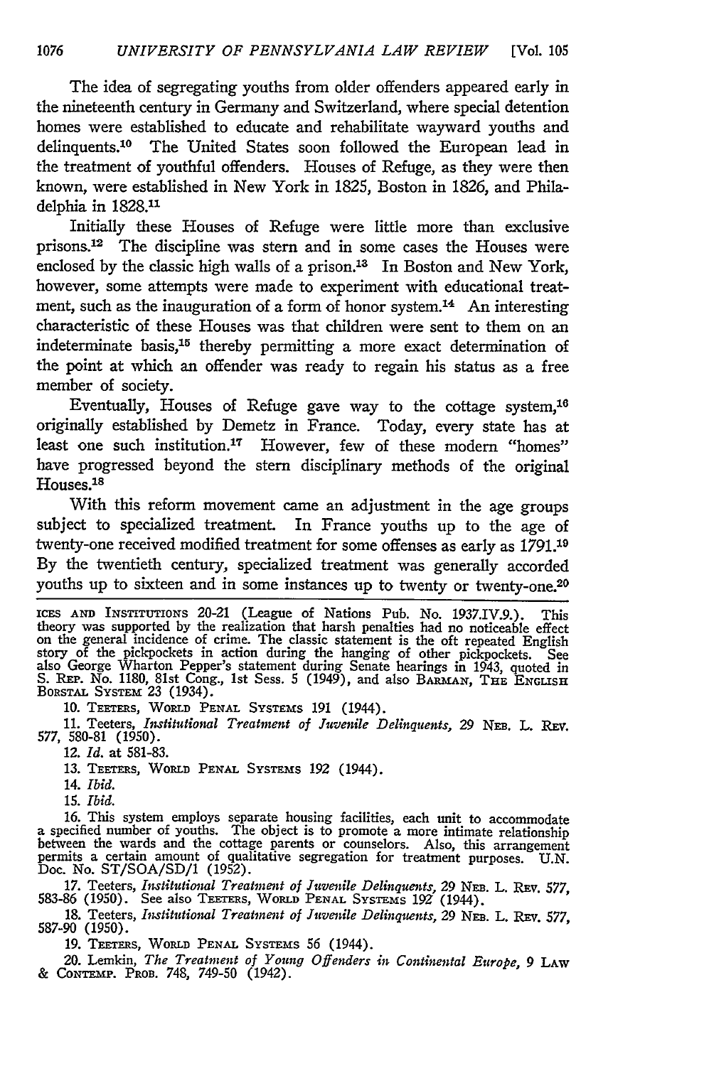The idea of segregating youths from older offenders appeared early in the nineteenth century in Germany and Switzerland, where special detention homes were established to educate and rehabilitate wayward youths and delinquents.[10] The United States soon followed the European lead in the treatment of youthful offenders. Houses of Refuge, as they were then known, were established in New York in 1825, Boston in 1826, and Philadelphia in 1828.[11]

Initially these Houses of Refuge were little more than exclusive prisons.[12] The discipline was stern and in some cases the Houses were enclosed by the classic high walls of a prison.[13] In Boston and New York, however, some attempts were made to experiment with educational treatment, such as the inauguration of a form of honor system.[14] An interesting characteristic of these Houses was that children were sent to them on an indeterminate basis,[15] thereby permitting a more exact determination of the point at which an offender was ready to regain his status as a free member of society.

Eventually, Houses of Refuge gave way to the cottage system,[16] originally established by Demetz in France. Today, every state has at least one such institution.[17] However, few of these modern "homes" have progressed beyond the stern disciplinary methods of the original Houses.[18]

With this reform movement came an adjustment in the age groups subject to specialized treatment. In France youths up to the age of twenty-one received modified treatment for some offenses as early as 1791.[19] By the twentieth century, specialized treatment was generally accorded youths up to sixteen and in some instances up to twenty or twenty-one.[20]

---

ICES AND INSTITUTIONS 20-21 (League of Nations Pub. No. 1937.IV.9.). This theory was supported by the realization that harsh penalties had no noticeable effect on the general incidence of crime. The classic statement is the oft repeated English story of the pickpockets in action during the hanging of other pickpockets. See also George Wharton Pepper's statement during Senate hearings in 1943, quoted in S. REP. No. 1180, 81st Cong., 1st Sess. 5 (1949), and also BARMAN, THE ENGLISH BORSTAL SYSTEM 23 (1934).

10. TEETERS, WORLD PENAL SYSTEMS 191 (1944).

11. Teeters, *Institutional Treatment of Juvenile Delinquents*, 29 NEB. L. REV. 577, 580-81 (1950).

12. *Id.* at 581-83.

13. TEETERS, WORLD PENAL SYSTEMS 192 (1944).

14. *Ibid.*

15. *Ibid.*

16. This system employs separate housing facilities, each unit to accommodate a specified number of youths. The object is to promote a more intimate relationship between the wards and the cottage parents or counselors. Also, this arrangement permits a certain amount of qualitative segregation for treatment purposes. U.N. Doc. No. ST/SOA/SD/1 (1952).

17. Teeters, *Institutional Treatment of Juvenile Delinquents*, 29 NEB. L. REV. 577, 583-86 (1950). See also TEETERS, WORLD PENAL SYSTEMS 192 (1944).

18. Teeters, *Institutional Treatment of Juvenile Delinquents*, 29 NEB. L. REV. 577, 587-90 (1950).

19. TEETERS, WORLD PENAL SYSTEMS 56 (1944).

20. Lemkin, *The Treatment of Young Offenders in Continental Europe*, 9 LAW & CONTEMP. PROB. 748, 749-50 (1942).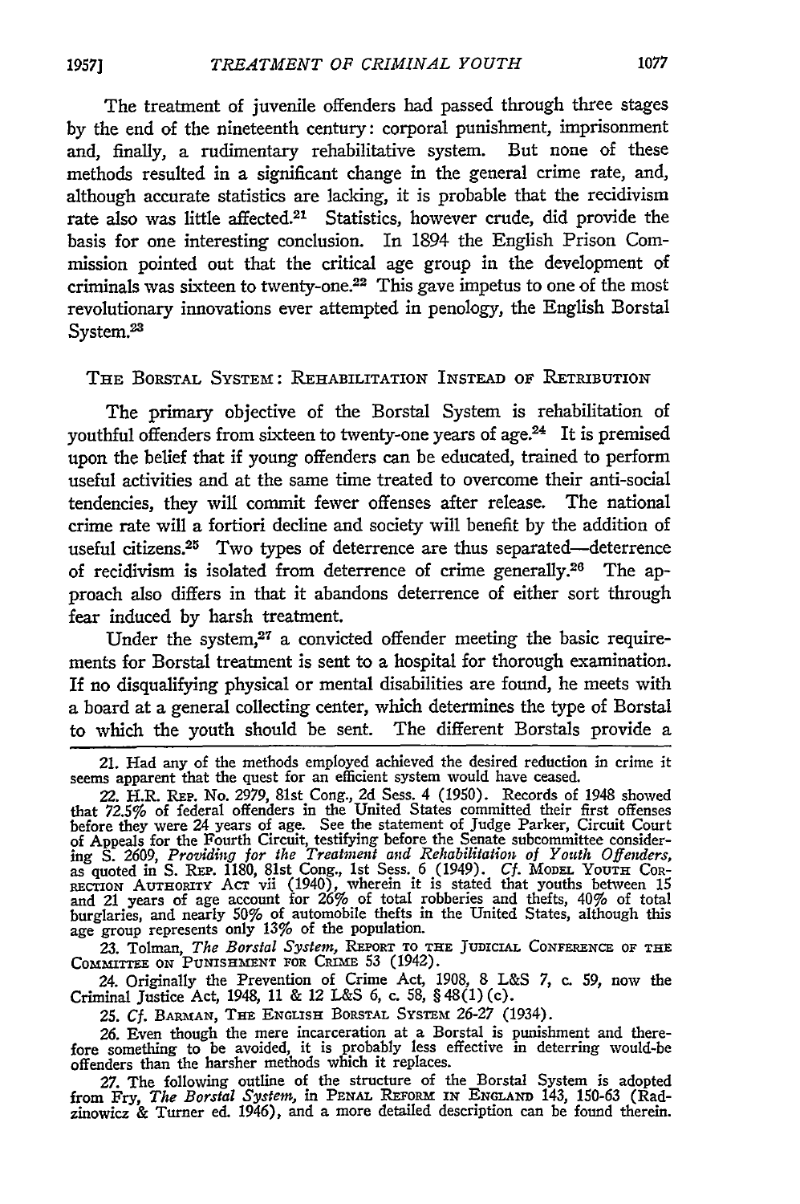The treatment of juvenile offenders had passed through three stages by the end of the nineteenth century: corporal punishment, imprisonment and, finally, a rudimentary rehabilitative system. But none of these methods resulted in a significant change in the general crime rate, and, although accurate statistics are lacking, it is probable that the recidivism rate also was little affected.[21] Statistics, however crude, did provide the basis for one interesting conclusion. In 1894 the English Prison Commission pointed out that the critical age group in the development of criminals was sixteen to twenty-one.[22] This gave impetus to one of the most revolutionary innovations ever attempted in penology, the English Borstal System.[23]

## THE BORSTAL SYSTEM: REHABILITATION INSTEAD OF RETRIBUTION

The primary objective of the Borstal System is rehabilitation of youthful offenders from sixteen to twenty-one years of age.[24] It is premised upon the belief that if young offenders can be educated, trained to perform useful activities and at the same time treated to overcome their anti-social tendencies, they will commit fewer offenses after release. The national crime rate will a fortiori decline and society will benefit by the addition of useful citizens.[25] Two types of deterrence are thus separated—deterrence of recidivism is isolated from deterrence of crime generally.[26] The approach also differs in that it abandons deterrence of either sort through fear induced by harsh treatment.

Under the system,[27] a convicted offender meeting the basic requirements for Borstal treatment is sent to a hospital for thorough examination. If no disqualifying physical or mental disabilities are found, he meets with a board at a general collecting center, which determines the type of Borstal to which the youth should be sent. The different Borstals provide a

---

21. Had any of the methods employed achieved the desired reduction in crime it seems apparent that the quest for an efficient system would have ceased.

22. H.R. REP. No. 2979, 81st Cong., 2d Sess. 4 (1950). Records of 1948 showed that 72.5% of federal offenders in the United States committed their first offenses before they were 24 years of age. See the statement of Judge Parker, Circuit Court of Appeals for the Fourth Circuit, testifying before the Senate subcommittee considering S. 2609, *Providing for the Treatment and Rehabilitation of Youth Offenders*, as quoted in S. REP. 1180, 81st Cong., 1st Sess. 6 (1949). *Cf.* MODEL YOUTH CORRECTION AUTHORITY ACT vii (1940), wherein it is stated that youths between 15 and 21 years of age account for 26% of total robberies and thefts, 40% of total burglaries, and nearly 50% of automobile thefts in the United States, although this age group represents only 13% of the population.

23. Tolman, *The Borstal System*, REPORT TO THE JUDICIAL CONFERENCE OF THE COMMITTEE ON PUNISHMENT FOR CRIME 53 (1942).

24. Originally the Prevention of Crime Act, 1908, 8 L&S 7, c. 59, now the Criminal Justice Act, 1948, 11 & 12 L&S 6, c. 58, § 48(1) (c).

25. *Cf.* BARMAN, THE ENGLISH BORSTAL SYSTEM 26-27 (1934).

26. Even though the mere incarceration at a Borstal is punishment and therefore something to be avoided, it is probably less effective in deterring would-be offenders than the harsher methods which it replaces.

27. The following outline of the structure of the Borstal System is adopted from Fry, *The Borstal System*, in PENAL REFORM IN ENGLAND 143, 150-63 (Radzinowicz & Turner ed. 1946), and a more detailed description can be found therein.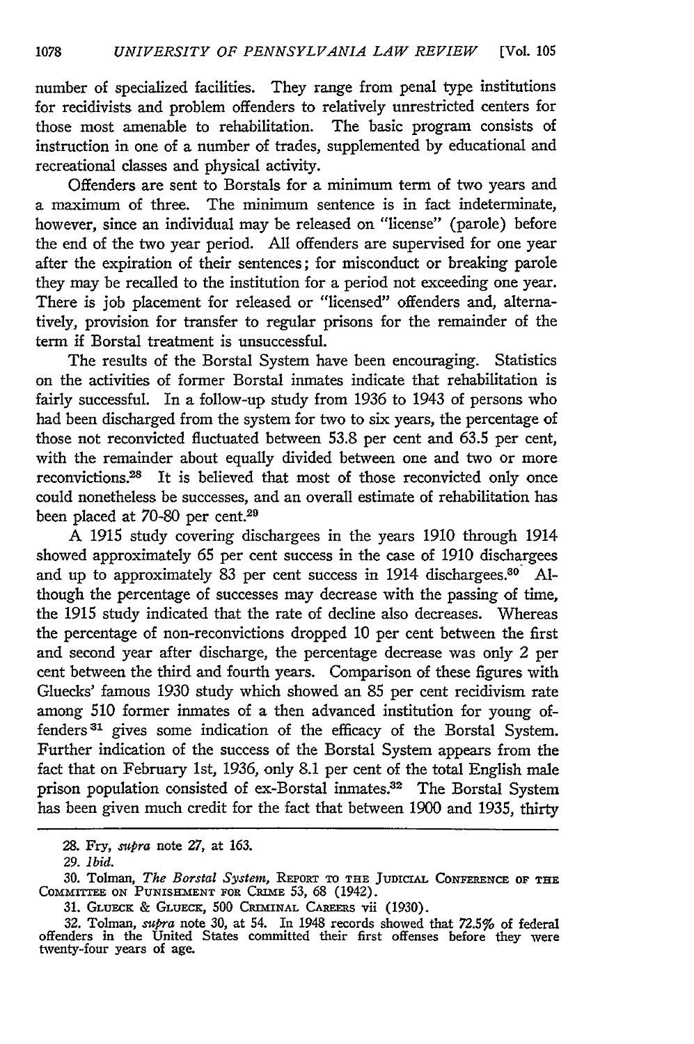number of specialized facilities. They range from penal type institutions for recidivists and problem offenders to relatively unrestricted centers for those most amenable to rehabilitation. The basic program consists of instruction in one of a number of trades, supplemented by educational and recreational classes and physical activity.

Offenders are sent to Borstals for a minimum term of two years and a maximum of three. The minimum sentence is in fact indeterminate, however, since an individual may be released on "license" (parole) before the end of the two year period. All offenders are supervised for one year after the expiration of their sentences; for misconduct or breaking parole they may be recalled to the institution for a period not exceeding one year. There is job placement for released or "licensed" offenders and, alternatively, provision for transfer to regular prisons for the remainder of the term if Borstal treatment is unsuccessful.

The results of the Borstal System have been encouraging. Statistics on the activities of former Borstal inmates indicate that rehabilitation is fairly successful. In a follow-up study from 1936 to 1943 of persons who had been discharged from the system for two to six years, the percentage of those not reconvicted fluctuated between 53.8 per cent and 63.5 per cent, with the remainder about equally divided between one and two or more reconvictions.[28] It is believed that most of those reconvicted only once could nonetheless be successes, and an overall estimate of rehabilitation has been placed at 70-80 per cent.[29]

A 1915 study covering dischargees in the years 1910 through 1914 showed approximately 65 per cent success in the case of 1910 dischargees and up to approximately 83 per cent success in 1914 dischargees.[30] Although the percentage of successes may decrease with the passing of time, the 1915 study indicated that the rate of decline also decreases. Whereas the percentage of non-reconvictions dropped 10 per cent between the first and second year after discharge, the percentage decrease was only 2 per cent between the third and fourth years. Comparison of these figures with Gluecks' famous 1930 study which showed an 85 per cent recidivism rate among 510 former inmates of a then advanced institution for young offenders[31] gives some indication of the efficacy of the Borstal System. Further indication of the success of the Borstal System appears from the fact that on February 1st, 1936, only 8.1 per cent of the total English male prison population consisted of ex-Borstal inmates.[32] The Borstal System has been given much credit for the fact that between 1900 and 1935, thirty

---

28. Fry, *supra* note 27, at 163.

29. *Ibid.*

30. Tolman, *The Borstal System*, Report to the Judicial Conference of the Committee on Punishment for Crime 53, 68 (1942).

31. Glueck & Glueck, 500 Criminal Careers vii (1930).

32. Tolman, *supra* note 30, at 54. In 1948 records showed that 72.5% of federal offenders in the United States committed their first offenses before they were twenty-four years of age.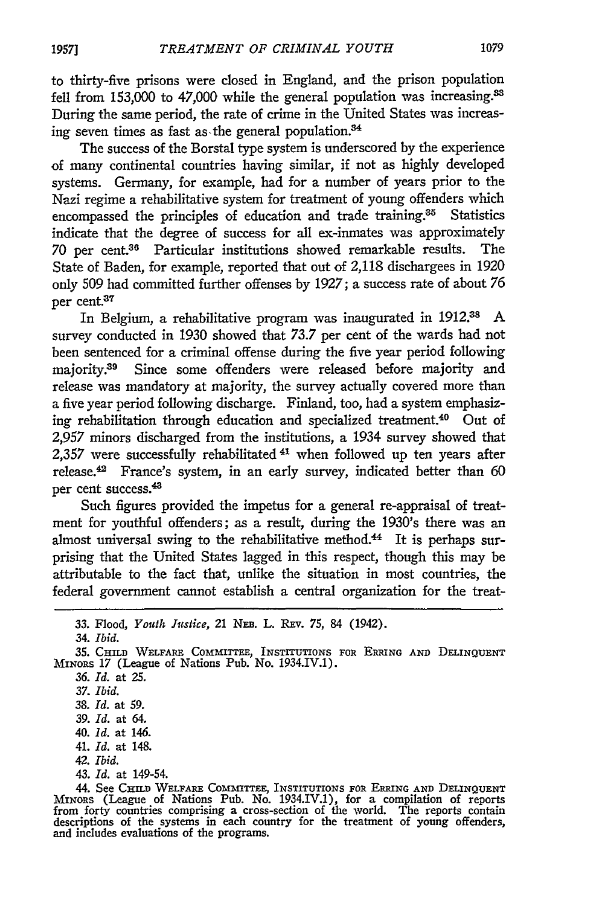to thirty-five prisons were closed in England, and the prison population fell from 153,000 to 47,000 while the general population was increasing.[33] During the same period, the rate of crime in the United States was increasing seven times as fast as the general population.[34]

The success of the Borstal type system is underscored by the experience of many continental countries having similar, if not as highly developed systems. Germany, for example, had for a number of years prior to the Nazi regime a rehabilitative system for treatment of young offenders which encompassed the principles of education and trade training.[35] Statistics indicate that the degree of success for all ex-inmates was approximately 70 per cent.[36] Particular institutions showed remarkable results. The State of Baden, for example, reported that out of 2,118 dischargees in 1920 only 509 had committed further offenses by 1927; a success rate of about 76 per cent.[37]

In Belgium, a rehabilitative program was inaugurated in 1912.[38] A survey conducted in 1930 showed that 73.7 per cent of the wards had not been sentenced for a criminal offense during the five year period following majority.[39] Since some offenders were released before majority and release was mandatory at majority, the survey actually covered more than a five year period following discharge. Finland, too, had a system emphasizing rehabilitation through education and specialized treatment.[40] Out of 2,957 minors discharged from the institutions, a 1934 survey showed that 2,357 were successfully rehabilitated[41] when followed up ten years after release.[42] France's system, in an early survey, indicated better than 60 per cent success.[43]

Such figures provided the impetus for a general re-appraisal of treatment for youthful offenders; as a result, during the 1930's there was an almost universal swing to the rehabilitative method.[44] It is perhaps surprising that the United States lagged in this respect, though this may be attributable to the fact that, unlike the situation in most countries, the federal government cannot establish a central organization for the treat-

---

33. Flood, *Youth Justice*, 21 Neb. L. Rev. 75, 84 (1942).

34. *Ibid.*

35. Child Welfare Committee, Institutions for Erring and Delinquent Minors 17 (League of Nations Pub. No. 1934.IV.1).

36. *Id.* at 25.

37. *Ibid.*

38. *Id.* at 59.

39. *Id.* at 64.

40. *Id.* at 146.

41. *Id.* at 148.

42. *Ibid.*

43. *Id.* at 149-54.

44. See Child Welfare Committee, Institutions for Erring and Delinquent Minors (League of Nations Pub. No. 1934.IV.1), for a compilation of reports from forty countries comprising a cross-section of the world. The reports contain descriptions of the systems in each country for the treatment of young offenders, and includes evaluations of the programs.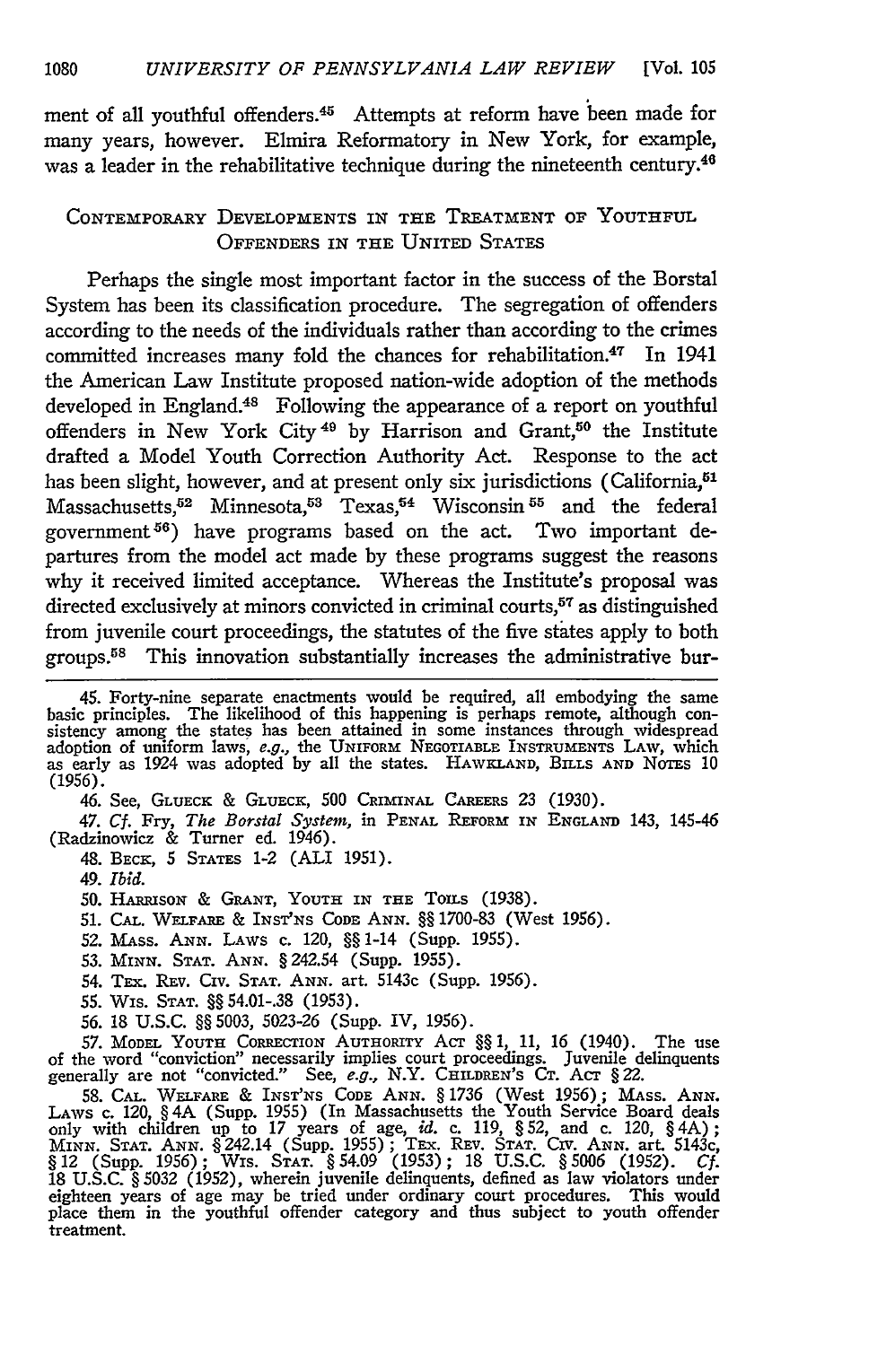ment of all youthful offenders.[45] Attempts at reform have been made for many years, however. Elmira Reformatory in New York, for example, was a leader in the rehabilitative technique during the nineteenth century.[46]

## Contemporary Developments in the Treatment of Youthful Offenders in the United States

Perhaps the single most important factor in the success of the Borstal System has been its classification procedure. The segregation of offenders according to the needs of the individuals rather than according to the crimes committed increases many fold the chances for rehabilitation.[47] In 1941 the American Law Institute proposed nation-wide adoption of the methods developed in England.[48] Following the appearance of a report on youthful offenders in New York City[49] by Harrison and Grant,[50] the Institute drafted a Model Youth Correction Authority Act. Response to the act has been slight, however, and at present only six jurisdictions (California,[51] Massachusetts,[52] Minnesota,[53] Texas,[54] Wisconsin[55] and the federal government[56]) have programs based on the act. Two important departures from the model act made by these programs suggest the reasons why it received limited acceptance. Whereas the Institute's proposal was directed exclusively at minors convicted in criminal courts,[57] as distinguished from juvenile court proceedings, the statutes of the five states apply to both groups.[58] This innovation substantially increases the administrative bur-

---

45. Forty-nine separate enactments would be required, all embodying the same basic principles. The likelihood of this happening is perhaps remote, although consistency among the states has been attained in some instances through widespread adoption of uniform laws, *e.g.*, the Uniform Negotiable Instruments Law, which as early as 1924 was adopted by all the states. Hawkland, Bills and Notes 10 (1956).

46. See, Glueck & Glueck, 500 Criminal Careers 23 (1930).

47. *Cf.* Fry, *The Borstal System*, in Penal Reform in England 143, 145-46 (Radzinowicz & Turner ed. 1946).

48. Beck, 5 States 1-2 (ALI 1951).

49. *Ibid.*

50. Harrison & Grant, Youth in the Toils (1938).

51. Cal. Welfare & Inst'ns Code Ann. §§ 1700-83 (West 1956).

52. Mass. Ann. Laws c. 120, §§ 1-14 (Supp. 1955).

53. Minn. Stat. Ann. § 242.54 (Supp. 1955).

54. Tex. Rev. Civ. Stat. Ann. art. 5143c (Supp. 1956).

55. Wis. Stat. §§ 54.01-.38 (1953).

56. 18 U.S.C. §§ 5003, 5023-26 (Supp. IV, 1956).

57. Model Youth Correction Authority Act §§ 1, 11, 16 (1940). The use of the word "conviction" necessarily implies court proceedings. Juvenile delinquents generally are not "convicted." See, *e.g.*, N.Y. Children's Ct. Act § 22.

58. Cal. Welfare & Inst'ns Code Ann. § 1736 (West 1956); Mass. Ann. Laws c. 120, § 4A (Supp. 1955) (In Massachusetts the Youth Service Board deals only with children up to 17 years of age, *id.* c. 119, § 52, and c. 120, § 4A); Minn. Stat. Ann. § 242.14 (Supp. 1955); Tex. Rev. Stat. Civ. Ann. art. 5143c, § 12 (Supp. 1956); Wis. Stat. § 54.09 (1953); 18 U.S.C. § 5006 (1952). *Cf.* 18 U.S.C. § 5032 (1952), wherein juvenile delinquents, defined as law violators under eighteen years of age may be tried under ordinary court procedures. This would place them in the youthful offender category and thus subject to youth offender treatment.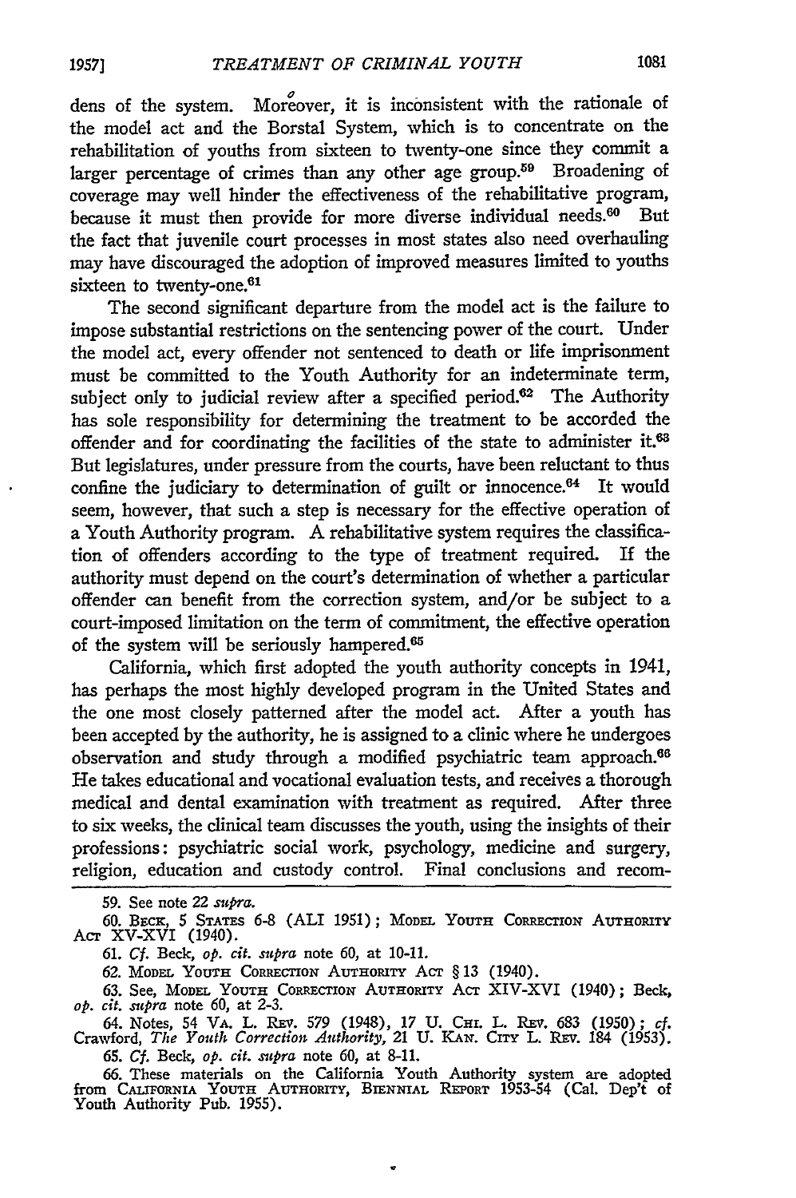dens of the system. Moreover, it is inconsistent with the rationale of the model act and the Borstal System, which is to concentrate on the rehabilitation of youths from sixteen to twenty-one since they commit a larger percentage of crimes than any other age group.[59] Broadening of coverage may well hinder the effectiveness of the rehabilitative program, because it must then provide for more diverse individual needs.[60] But the fact that juvenile court processes in most states also need overhauling may have discouraged the adoption of improved measures limited to youths sixteen to twenty-one.[61]

The second significant departure from the model act is the failure to impose substantial restrictions on the sentencing power of the court. Under the model act, every offender not sentenced to death or life imprisonment must be committed to the Youth Authority for an indeterminate term, subject only to judicial review after a specified period.[62] The Authority has sole responsibility for determining the treatment to be accorded the offender and for coordinating the facilities of the state to administer it.[63] But legislatures, under pressure from the courts, have been reluctant to thus confine the judiciary to determination of guilt or innocence.[64] It would seem, however, that such a step is necessary for the effective operation of a Youth Authority program. A rehabilitative system requires the classification of offenders according to the type of treatment required. If the authority must depend on the court's determination of whether a particular offender can benefit from the correction system, and/or be subject to a court-imposed limitation on the term of commitment, the effective operation of the system will be seriously hampered.[65]

California, which first adopted the youth authority concepts in 1941, has perhaps the most highly developed program in the United States and the one most closely patterned after the model act. After a youth has been accepted by the authority, he is assigned to a clinic where he undergoes observation and study through a modified psychiatric team approach.[66] He takes educational and vocational evaluation tests, and receives a thorough medical and dental examination with treatment as required. After three to six weeks, the clinical team discusses the youth, using the insights of their professions: psychiatric social work, psychology, medicine and surgery, religion, education and custody control. Final conclusions and recom-

---

59. See note 22 *supra*.

60. BECK, 5 STATES 6-8 (ALI 1951); MODEL YOUTH CORRECTION AUTHORITY ACT XV-XVI (1940).

61. *Cf.* Beck, *op. cit. supra* note 60, at 10-11.

62. MODEL YOUTH CORRECTION AUTHORITY ACT § 13 (1940).

63. See, MODEL YOUTH CORRECTION AUTHORITY ACT XIV-XVI (1940); Beck, *op. cit. supra* note 60, at 2-3.

64. Notes, 54 VA. L. REV. 579 (1948), 17 U. CHI. L. REV. 683 (1950); *cf.* Crawford, *The Youth Correction Authority,* 21 U. KAN. CITY L. REV. 184 (1953).

65. *Cf.* Beck, *op. cit. supra* note 60, at 8-11.

66. These materials on the California Youth Authority system are adopted from CALIFORNIA YOUTH AUTHORITY, BIENNIAL REPORT 1953-54 (Cal. Dep't of Youth Authority Pub. 1955).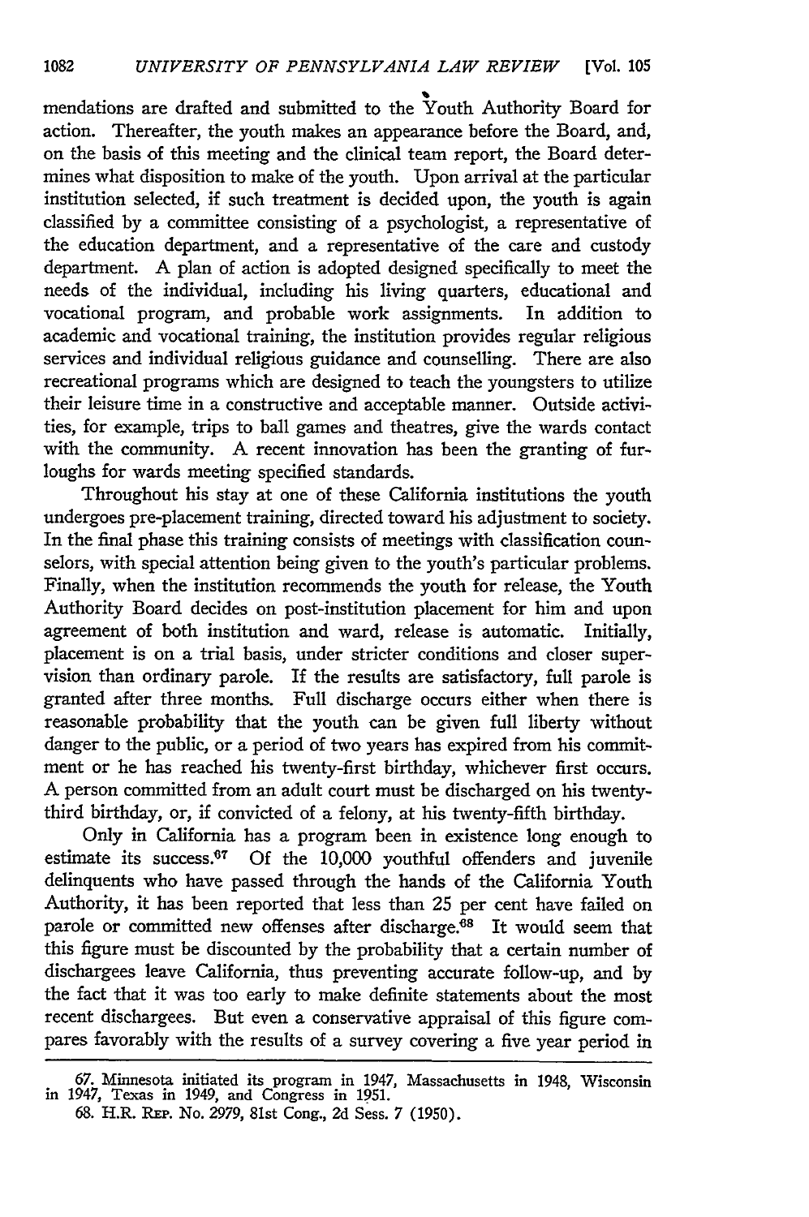mendations are drafted and submitted to the Youth Authority Board for action. Thereafter, the youth makes an appearance before the Board, and, on the basis of this meeting and the clinical team report, the Board determines what disposition to make of the youth. Upon arrival at the particular institution selected, if such treatment is decided upon, the youth is again classified by a committee consisting of a psychologist, a representative of the education department, and a representative of the care and custody department. A plan of action is adopted designed specifically to meet the needs of the individual, including his living quarters, educational and vocational program, and probable work assignments. In addition to academic and vocational training, the institution provides regular religious services and individual religious guidance and counselling. There are also recreational programs which are designed to teach the youngsters to utilize their leisure time in a constructive and acceptable manner. Outside activities, for example, trips to ball games and theatres, give the wards contact with the community. A recent innovation has been the granting of furloughs for wards meeting specified standards.

Throughout his stay at one of these California institutions the youth undergoes pre-placement training, directed toward his adjustment to society. In the final phase this training consists of meetings with classification counselors, with special attention being given to the youth's particular problems. Finally, when the institution recommends the youth for release, the Youth Authority Board decides on post-institution placement for him and upon agreement of both institution and ward, release is automatic. Initially, placement is on a trial basis, under stricter conditions and closer supervision than ordinary parole. If the results are satisfactory, full parole is granted after three months. Full discharge occurs either when there is reasonable probability that the youth can be given full liberty without danger to the public, or a period of two years has expired from his commitment or he has reached his twenty-first birthday, whichever first occurs. A person committed from an adult court must be discharged on his twenty-third birthday, or, if convicted of a felony, at his twenty-fifth birthday.

Only in California has a program been in existence long enough to estimate its success.[67] Of the 10,000 youthful offenders and juvenile delinquents who have passed through the hands of the California Youth Authority, it has been reported that less than 25 per cent have failed on parole or committed new offenses after discharge.[68] It would seem that this figure must be discounted by the probability that a certain number of dischargees leave California, thus preventing accurate follow-up, and by the fact that it was too early to make definite statements about the most recent dischargees. But even a conservative appraisal of this figure compares favorably with the results of a survey covering a five year period in

---

67. Minnesota initiated its program in 1947, Massachusetts in 1948, Wisconsin in 1947, Texas in 1949, and Congress in 1951.

68. H.R. Rep. No. 2979, 81st Cong., 2d Sess. 7 (1950).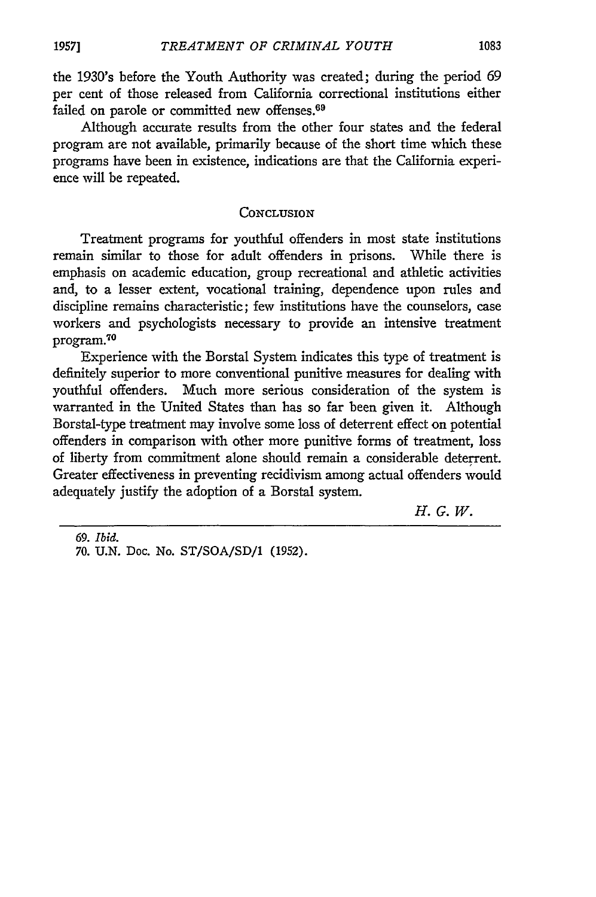the 1930's before the Youth Authority was created; during the period 69 per cent of those released from California correctional institutions either failed on parole or committed new offenses.[69]

Although accurate results from the other four states and the federal program are not available, primarily because of the short time which these programs have been in existence, indications are that the California experience will be repeated.

## CONCLUSION

Treatment programs for youthful offenders in most state institutions remain similar to those for adult offenders in prisons. While there is emphasis on academic education, group recreational and athletic activities and, to a lesser extent, vocational training, dependence upon rules and discipline remains characteristic; few institutions have the counselors, case workers and psychologists necessary to provide an intensive treatment program.[70]

Experience with the Borstal System indicates this type of treatment is definitely superior to more conventional punitive measures for dealing with youthful offenders. Much more serious consideration of the system is warranted in the United States than has so far been given it. Although Borstal-type treatment may involve some loss of deterrent effect on potential offenders in comparison with other more punitive forms of treatment, loss of liberty from commitment alone should remain a considerable deterrent. Greater effectiveness in preventing recidivism among actual offenders would adequately justify the adoption of a Borstal system.

*H. G. W.*

---

69. *Ibid.*
70. U.N. Doc. No. ST/SOA/SD/1 (1952).